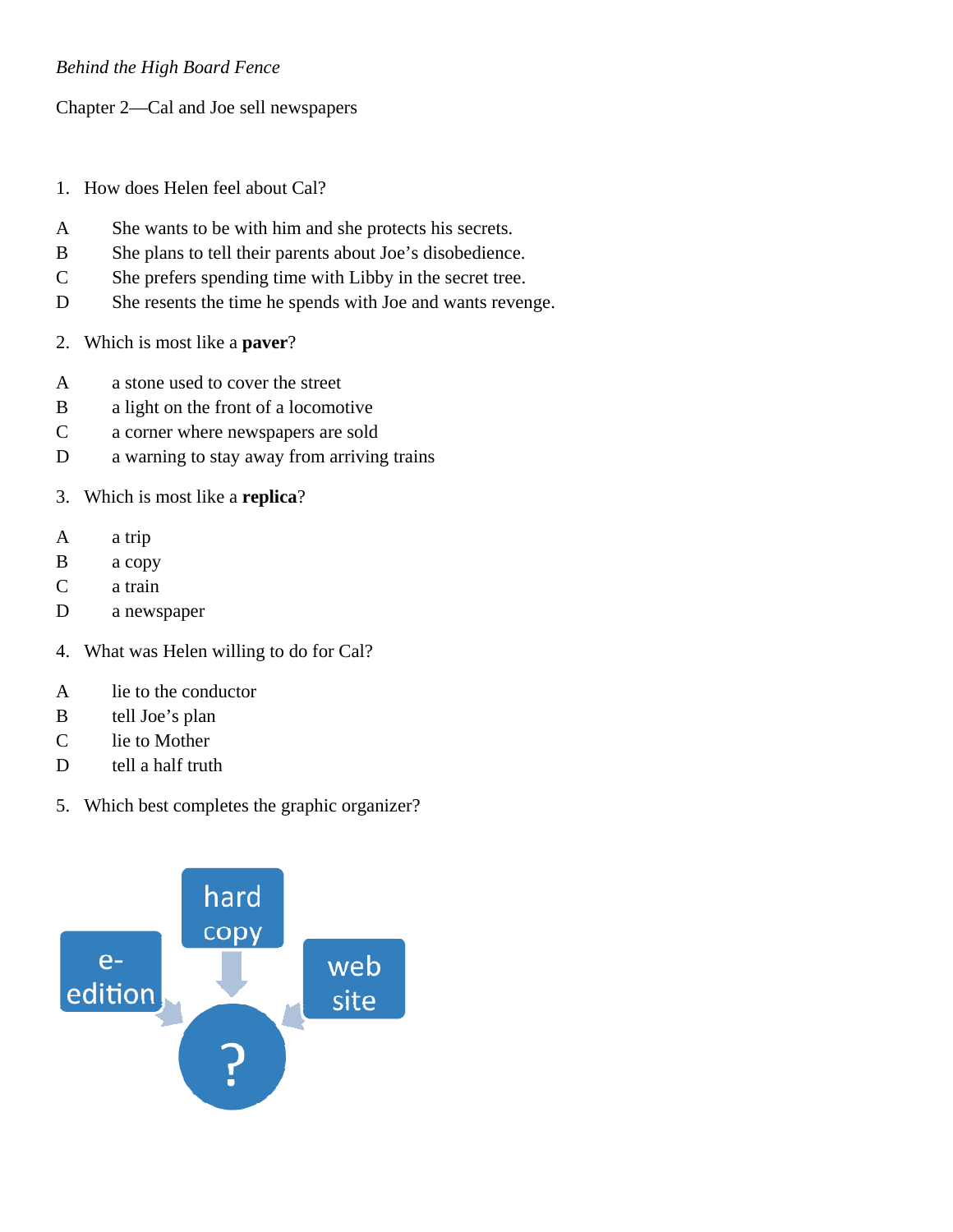*Behind the High Board Fence*

Chapter 2—Cal and Joe sell newspapers

1. How does Helen feel about Cal?

A She wants to be with him and she protects his secrets.
B She plans to tell their parents about Joe's disobedience.
C She prefers spending time with Libby in the secret tree.
D She resents the time he spends with Joe and wants revenge.

2. Which is most like a **paver**?

A a stone used to cover the street
B a light on the front of a locomotive
C a corner where newspapers are sold
D a warning to stay away from arriving trains

3. Which is most like a **replica**?

A a trip
B a copy
C a train
D a newspaper

4. What was Helen willing to do for Cal?

A lie to the conductor
B tell Joe's plan
C lie to Mother
D tell a half truth

5. Which best completes the graphic organizer?

e-edition → ?
hard copy → ?
web site → ?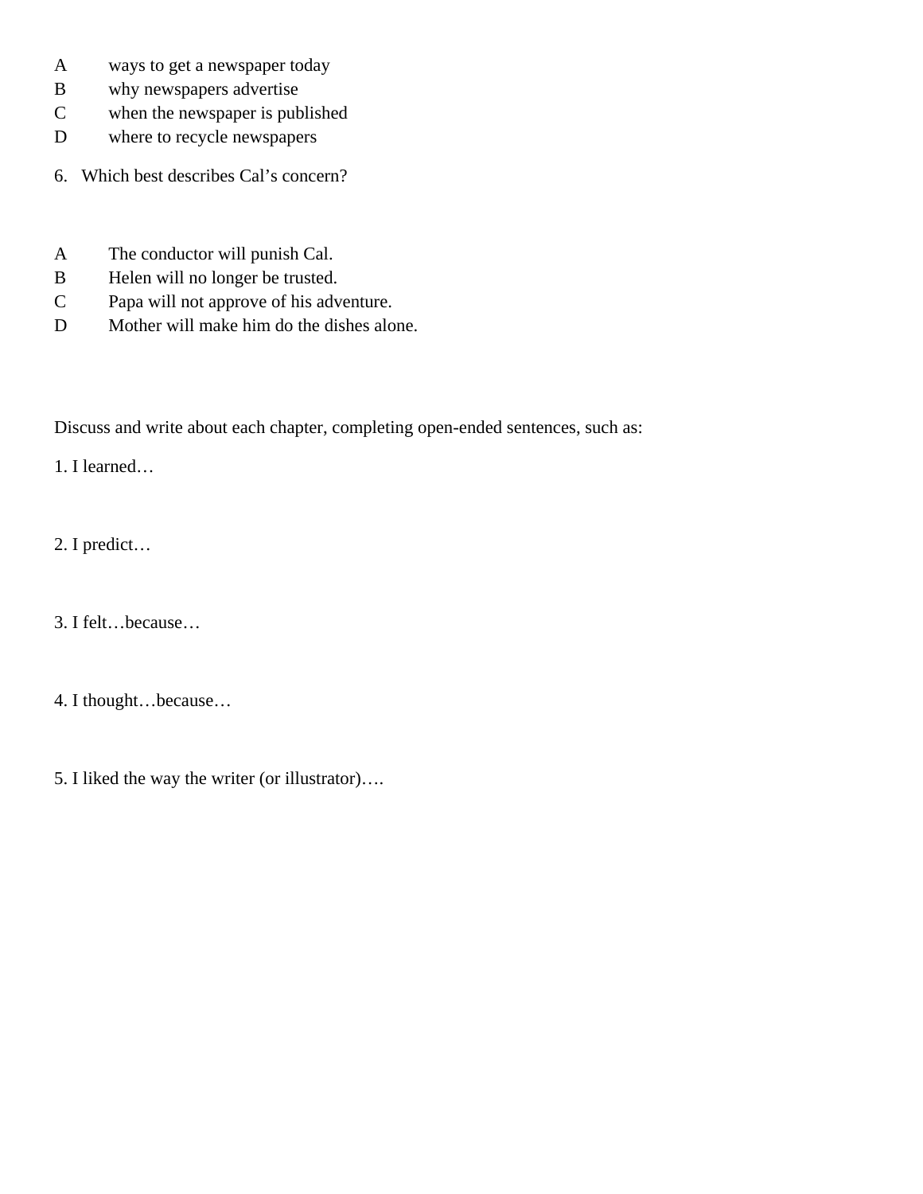A ways to get a newspaper today
B why newspapers advertise
C when the newspaper is published
D where to recycle newspapers

6. Which best describes Cal's concern?

A The conductor will punish Cal.
B Helen will no longer be trusted.
C Papa will not approve of his adventure.
D Mother will make him do the dishes alone.

Discuss and write about each chapter, completing open-ended sentences, such as:

1. I learned…

2. I predict…

3. I felt…because…

4. I thought…because…

5. I liked the way the writer (or illustrator)….